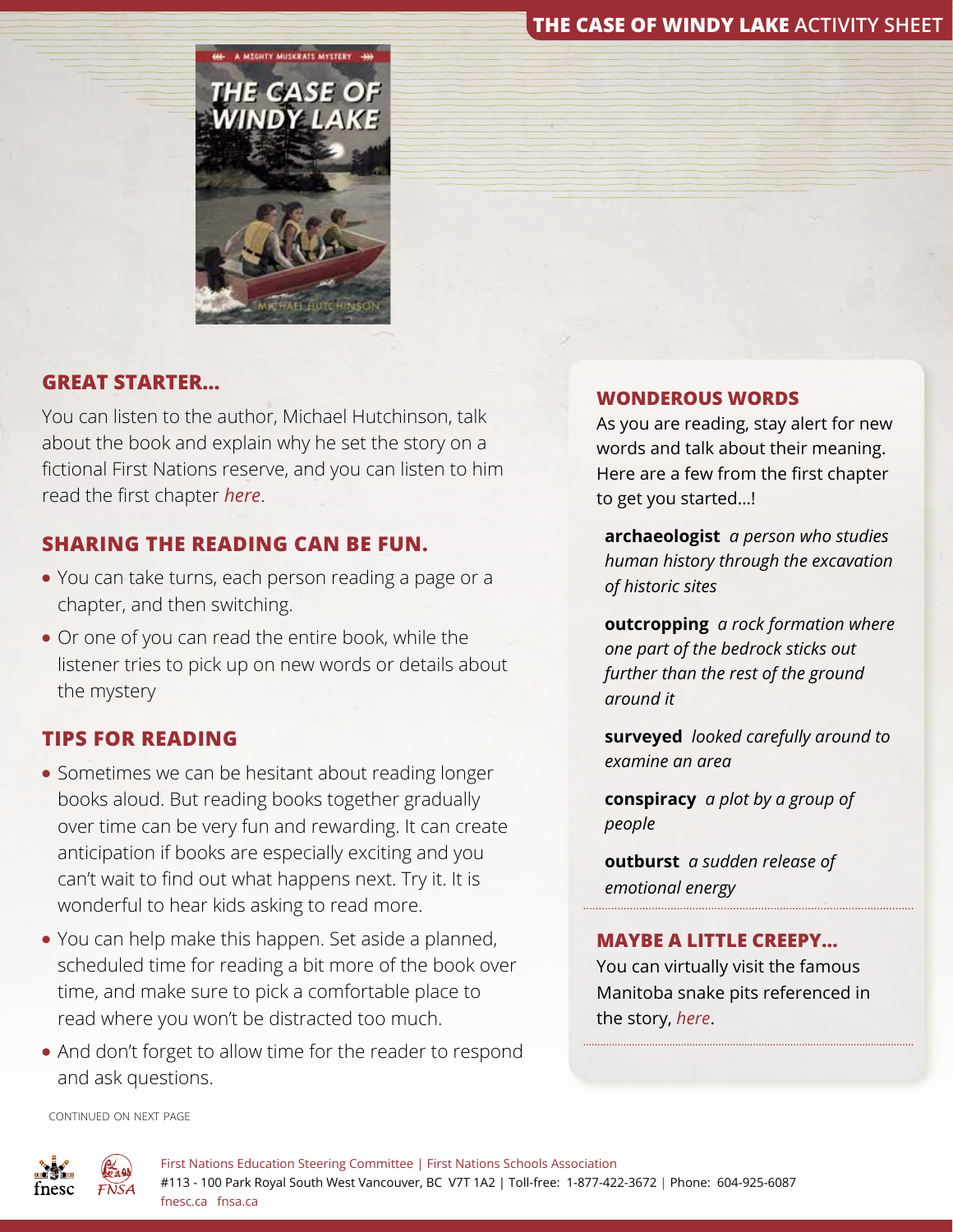# THE CASE OF WINDY LAKE ACTIVITY SHEET

## GREAT STARTER...

You can listen to the author, Michael Hutchinson, talk about the book and explain why he set the story on a fictional First Nations reserve, and you can listen to him read the first chapter *here*.

## SHARING THE READING CAN BE FUN.

- You can take turns, each person reading a page or a chapter, and then switching.
- Or one of you can read the entire book, while the listener tries to pick up on new words or details about the mystery

## TIPS FOR READING

- Sometimes we can be hesitant about reading longer books aloud. But reading books together gradually over time can be very fun and rewarding. It can create anticipation if books are especially exciting and you can't wait to find out what happens next. Try it. It is wonderful to hear kids asking to read more.
- You can help make this happen. Set aside a planned, scheduled time for reading a bit more of the book over time, and make sure to pick a comfortable place to read where you won't be distracted too much.
- And don't forget to allow time for the reader to respond and ask questions.

CONTINUED ON NEXT PAGE

## WONDEROUS WORDS

As you are reading, stay alert for new words and talk about their meaning. Here are a few from the first chapter to get you started...!

**archaeologist** *a person who studies human history through the excavation of historic sites*

**outcropping** *a rock formation where one part of the bedrock sticks out further than the rest of the ground around it*

**surveyed** *looked carefully around to examine an area*

**conspiracy** *a plot by a group of people*

**outburst** *a sudden release of emotional energy*

## MAYBE A LITTLE CREEPY...

You can virtually visit the famous Manitoba snake pits referenced in the story, *here*.

First Nations Education Steering Committee | First Nations Schools Association
#113 - 100 Park Royal South West Vancouver, BC V7T 1A2 | Toll-free: 1-877-422-3672 | Phone: 604-925-6087
fnesc.ca fnsa.ca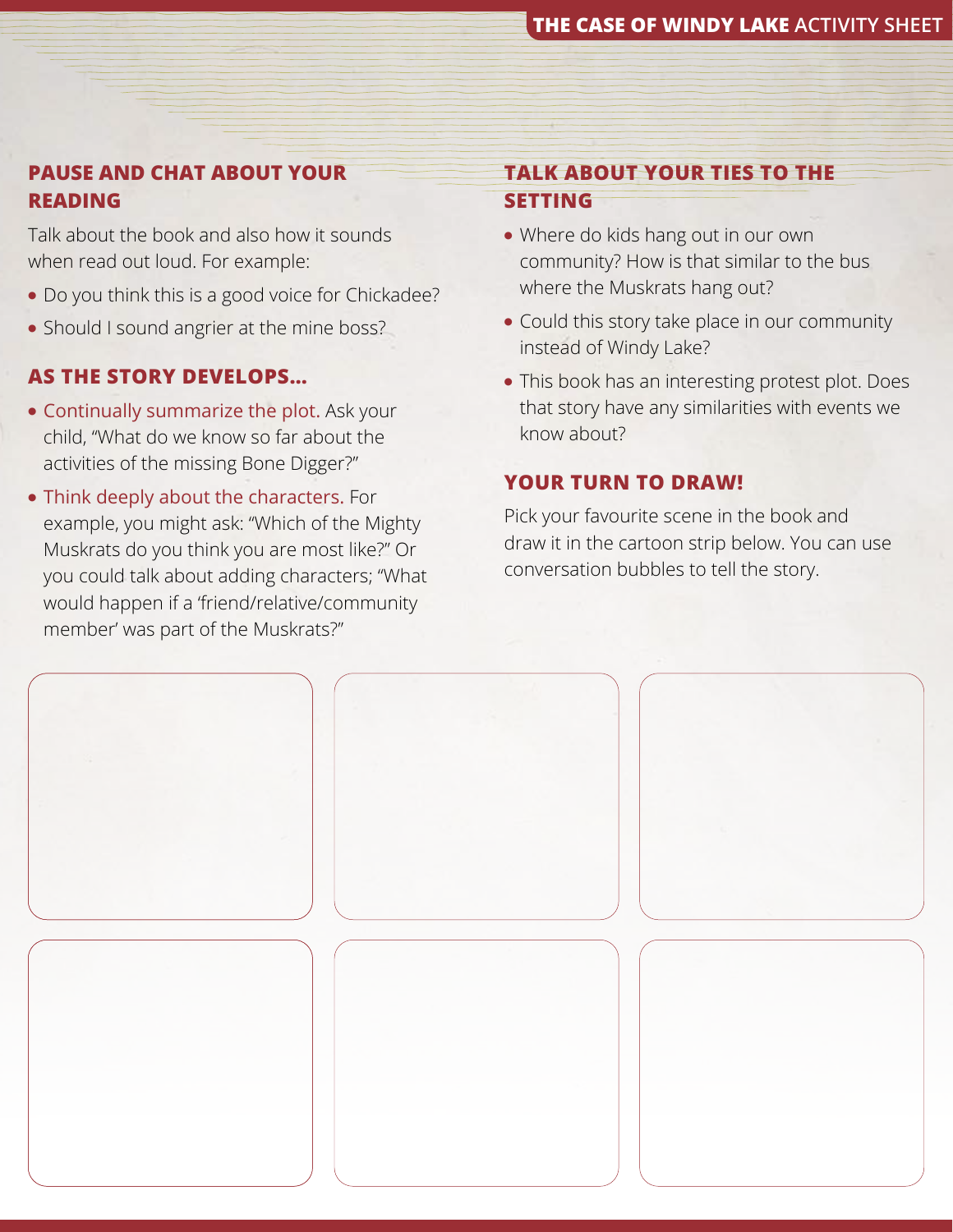## PAUSE AND CHAT ABOUT YOUR READING

Talk about the book and also how it sounds when read out loud. For example:

- Do you think this is a good voice for Chickadee?
- Should I sound angrier at the mine boss?

## AS THE STORY DEVELOPS...

- Continually summarize the plot. Ask your child, "What do we know so far about the activities of the missing Bone Digger?"
- Think deeply about the characters. For example, you might ask: "Which of the Mighty Muskrats do you think you are most like?" Or you could talk about adding characters; "What would happen if a 'friend/relative/community member' was part of the Muskrats?"

## TALK ABOUT YOUR TIES TO THE SETTING

- Where do kids hang out in our own community? How is that similar to the bus where the Muskrats hang out?
- Could this story take place in our community instead of Windy Lake?
- This book has an interesting protest plot. Does that story have any similarities with events we know about?

## YOUR TURN TO DRAW!

Pick your favourite scene in the book and draw it in the cartoon strip below. You can use conversation bubbles to tell the story.